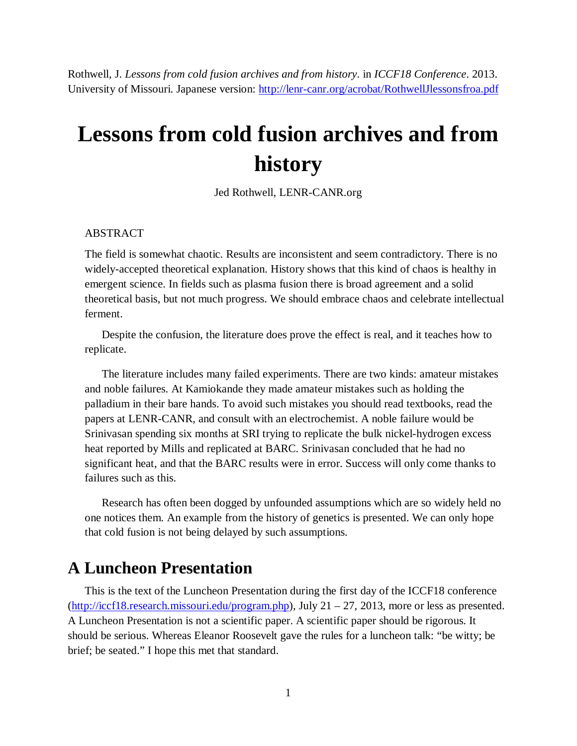Rothwell, J. *Lessons from cold fusion archives and from history*. in *ICCF18 Conference*. 2013. University of Missouri. Japanese version: http://lenr-canr.org/acrobat/RothwellJlessonsfroa.pdf

# Lessons from cold fusion archives and from history

Jed Rothwell, LENR-CANR.org

ABSTRACT

The field is somewhat chaotic. Results are inconsistent and seem contradictory. There is no widely-accepted theoretical explanation. History shows that this kind of chaos is healthy in emergent science. In fields such as plasma fusion there is broad agreement and a solid theoretical basis, but not much progress. We should embrace chaos and celebrate intellectual ferment.

Despite the confusion, the literature does prove the effect is real, and it teaches how to replicate.

The literature includes many failed experiments. There are two kinds: amateur mistakes and noble failures. At Kamiokande they made amateur mistakes such as holding the palladium in their bare hands. To avoid such mistakes you should read textbooks, read the papers at LENR-CANR, and consult with an electrochemist. A noble failure would be Srinivasan spending six months at SRI trying to replicate the bulk nickel-hydrogen excess heat reported by Mills and replicated at BARC. Srinivasan concluded that he had no significant heat, and that the BARC results were in error. Success will only come thanks to failures such as this.

Research has often been dogged by unfounded assumptions which are so widely held no one notices them. An example from the history of genetics is presented. We can only hope that cold fusion is not being delayed by such assumptions.

## A Luncheon Presentation

This is the text of the Luncheon Presentation during the first day of the ICCF18 conference (http://iccf18.research.missouri.edu/program.php), July 21 – 27, 2013, more or less as presented. A Luncheon Presentation is not a scientific paper. A scientific paper should be rigorous. It should be serious. Whereas Eleanor Roosevelt gave the rules for a luncheon talk: "be witty; be brief; be seated." I hope this met that standard.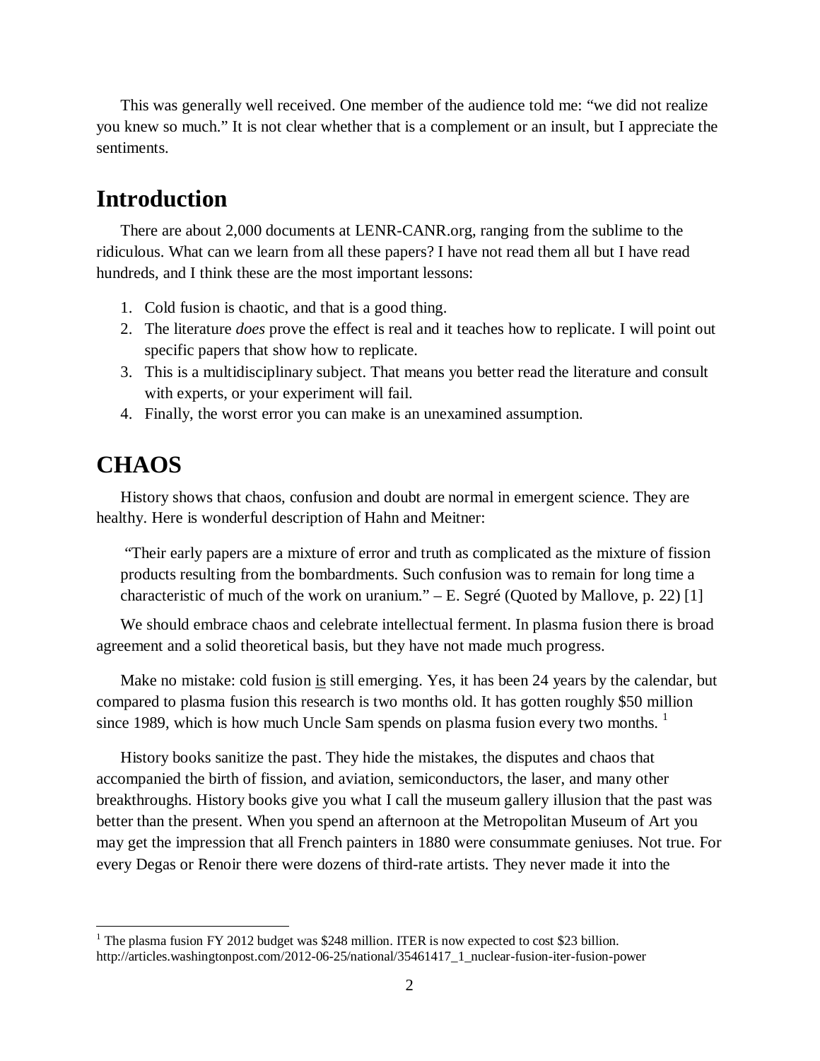This was generally well received. One member of the audience told me: "we did not realize you knew so much." It is not clear whether that is a complement or an insult, but I appreciate the sentiments.

## Introduction

There are about 2,000 documents at LENR-CANR.org, ranging from the sublime to the ridiculous. What can we learn from all these papers? I have not read them all but I have read hundreds, and I think these are the most important lessons:

1. Cold fusion is chaotic, and that is a good thing.
2. The literature *does* prove the effect is real and it teaches how to replicate. I will point out specific papers that show how to replicate.
3. This is a multidisciplinary subject. That means you better read the literature and consult with experts, or your experiment will fail.
4. Finally, the worst error you can make is an unexamined assumption.

## CHAOS

History shows that chaos, confusion and doubt are normal in emergent science. They are healthy. Here is wonderful description of Hahn and Meitner:

> "Their early papers are a mixture of error and truth as complicated as the mixture of fission products resulting from the bombardments. Such confusion was to remain for long time a characteristic of much of the work on uranium." – E. Segré (Quoted by Mallove, p. 22) [1]

We should embrace chaos and celebrate intellectual ferment. In plasma fusion there is broad agreement and a solid theoretical basis, but they have not made much progress.

Make no mistake: cold fusion <u>is</u> still emerging. Yes, it has been 24 years by the calendar, but compared to plasma fusion this research is two months old. It has gotten roughly $50 million since 1989, which is how much Uncle Sam spends on plasma fusion every two months. [1]

History books sanitize the past. They hide the mistakes, the disputes and chaos that accompanied the birth of fission, and aviation, semiconductors, the laser, and many other breakthroughs. History books give you what I call the museum gallery illusion that the past was better than the present. When you spend an afternoon at the Metropolitan Museum of Art you may get the impression that all French painters in 1880 were consummate geniuses. Not true. For every Degas or Renoir there were dozens of third-rate artists. They never made it into the

---

[1] The plasma fusion FY 2012 budget was $248 million. ITER is now expected to cost $23 billion. http://articles.washingtonpost.com/2012-06-25/national/35461417_1_nuclear-fusion-iter-fusion-power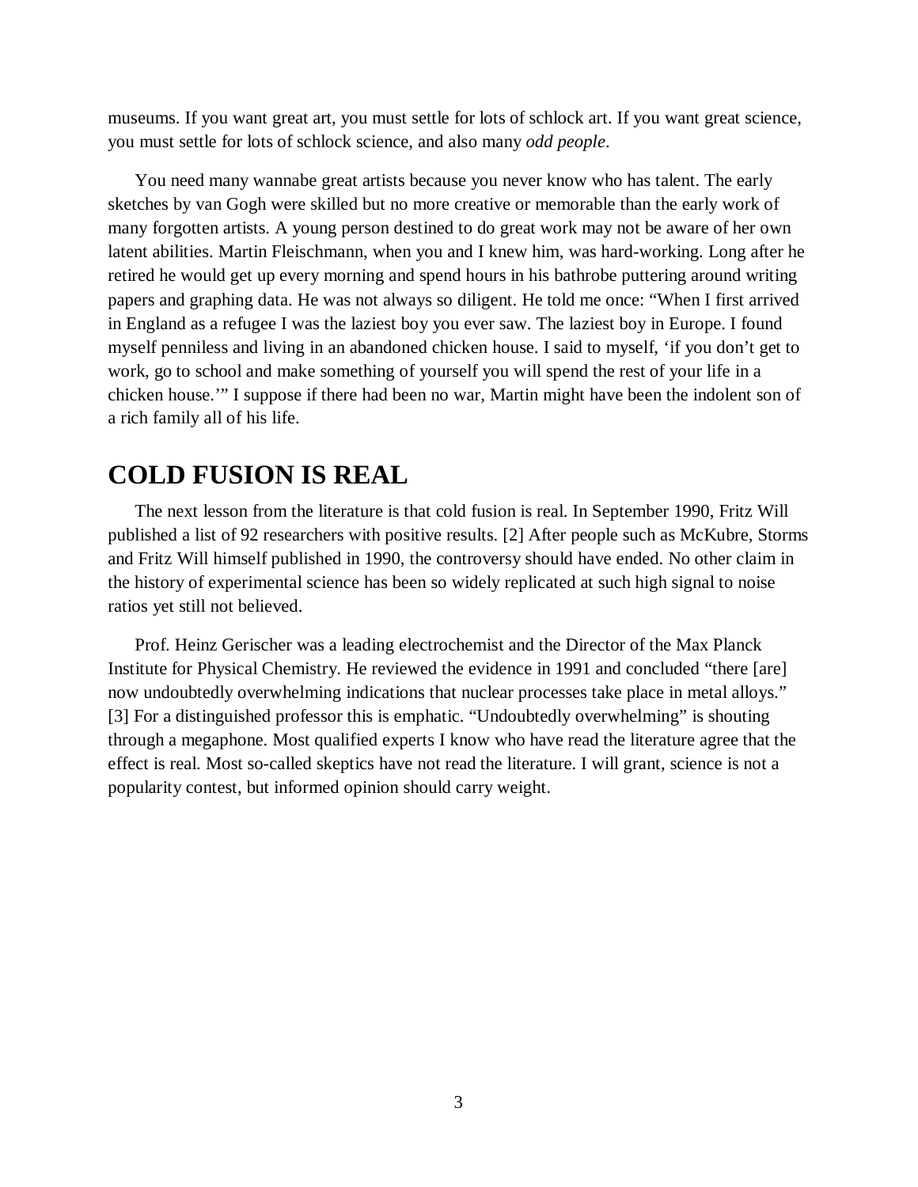museums. If you want great art, you must settle for lots of schlock art. If you want great science, you must settle for lots of schlock science, and also many *odd people*.

You need many wannabe great artists because you never know who has talent. The early sketches by van Gogh were skilled but no more creative or memorable than the early work of many forgotten artists. A young person destined to do great work may not be aware of her own latent abilities. Martin Fleischmann, when you and I knew him, was hard-working. Long after he retired he would get up every morning and spend hours in his bathrobe puttering around writing papers and graphing data. He was not always so diligent. He told me once: "When I first arrived in England as a refugee I was the laziest boy you ever saw. The laziest boy in Europe. I found myself penniless and living in an abandoned chicken house. I said to myself, 'if you don't get to work, go to school and make something of yourself you will spend the rest of your life in a chicken house.'" I suppose if there had been no war, Martin might have been the indolent son of a rich family all of his life.

## COLD FUSION IS REAL

The next lesson from the literature is that cold fusion is real. In September 1990, Fritz Will published a list of 92 researchers with positive results. [2] After people such as McKubre, Storms and Fritz Will himself published in 1990, the controversy should have ended. No other claim in the history of experimental science has been so widely replicated at such high signal to noise ratios yet still not believed.

Prof. Heinz Gerischer was a leading electrochemist and the Director of the Max Planck Institute for Physical Chemistry. He reviewed the evidence in 1991 and concluded "there [are] now undoubtedly overwhelming indications that nuclear processes take place in metal alloys." [3] For a distinguished professor this is emphatic. "Undoubtedly overwhelming" is shouting through a megaphone. Most qualified experts I know who have read the literature agree that the effect is real. Most so-called skeptics have not read the literature. I will grant, science is not a popularity contest, but informed opinion should carry weight.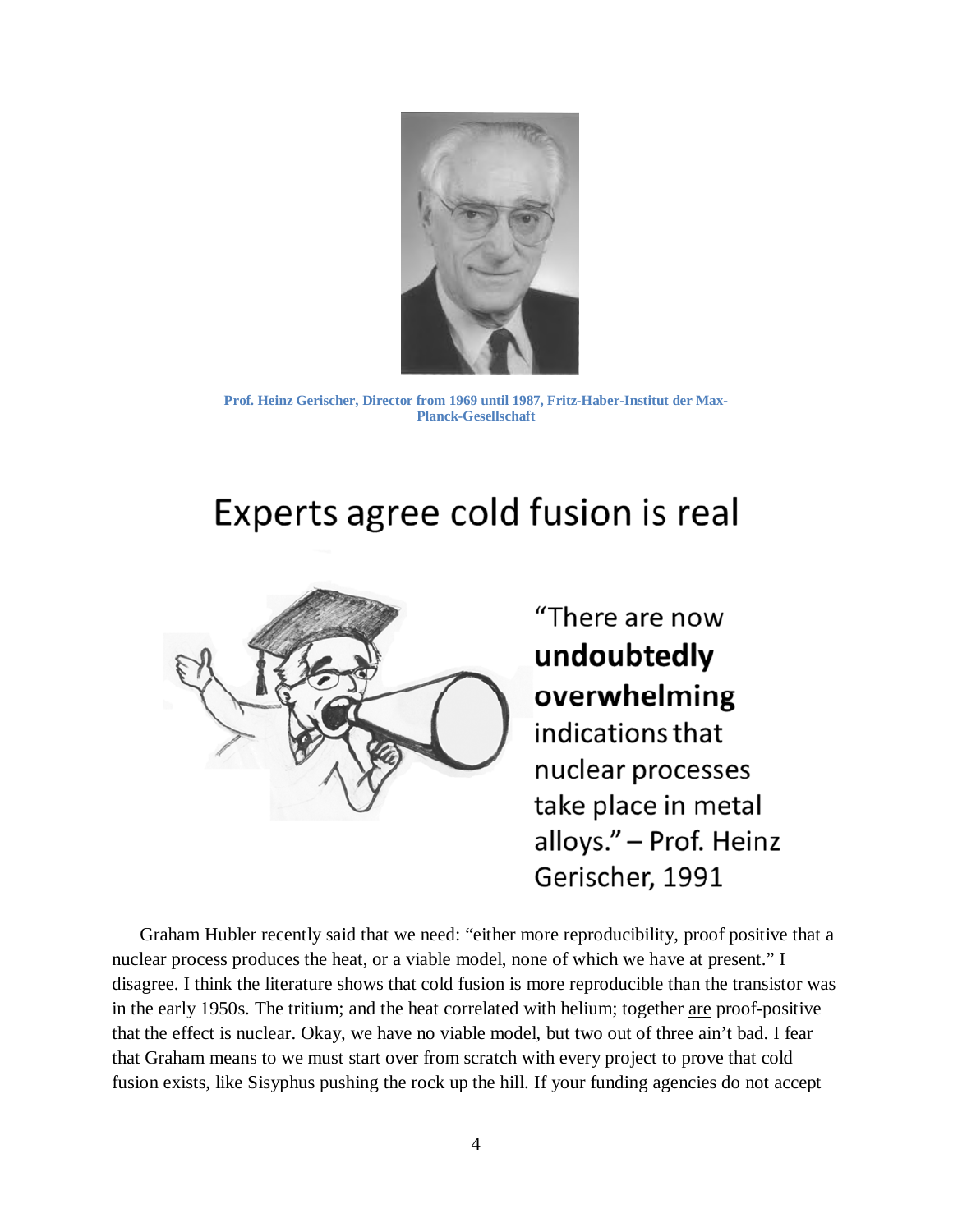Prof. Heinz Gerischer, Director from 1969 until 1987, Fritz-Haber-Institut der Max-Planck-Gesellschaft

# Experts agree cold fusion is real

"There are now **undoubtedly overwhelming** indications that nuclear processes take place in metal alloys." – Prof. Heinz Gerischer, 1991

Graham Hubler recently said that we need: "either more reproducibility, proof positive that a nuclear process produces the heat, or a viable model, none of which we have at present." I disagree. I think the literature shows that cold fusion is more reproducible than the transistor was in the early 1950s. The tritium; and the heat correlated with helium; together are proof-positive that the effect is nuclear. Okay, we have no viable model, but two out of three ain't bad. I fear that Graham means to we must start over from scratch with every project to prove that cold fusion exists, like Sisyphus pushing the rock up the hill. If your funding agencies do not accept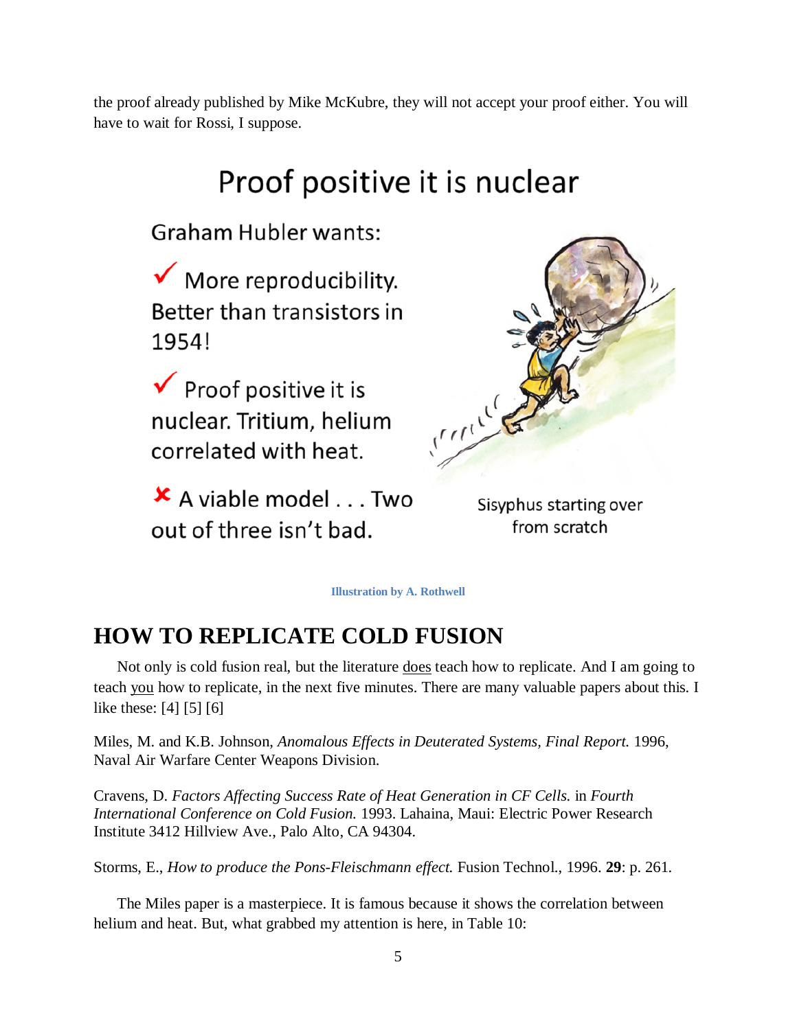the proof already published by Mike McKubre, they will not accept your proof either. You will have to wait for Rossi, I suppose.

Proof positive it is nuclear

Graham Hubler wants:

✓ More reproducibility. Better than transistors in 1954!

✓ Proof positive it is nuclear. Tritium, helium correlated with heat.

✗ A viable model . . . Two out of three isn't bad.

Sisyphus starting over from scratch

**Illustration by A. Rothwell**

# HOW TO REPLICATE COLD FUSION

Not only is cold fusion real, but the literature <u>does</u> teach how to replicate. And I am going to teach <u>you</u> how to replicate, in the next five minutes. There are many valuable papers about this. I like these: [4] [5] [6]

Miles, M. and K.B. Johnson, *Anomalous Effects in Deuterated Systems, Final Report.* 1996, Naval Air Warfare Center Weapons Division.

Cravens, D. *Factors Affecting Success Rate of Heat Generation in CF Cells.* in *Fourth International Conference on Cold Fusion.* 1993. Lahaina, Maui: Electric Power Research Institute 3412 Hillview Ave., Palo Alto, CA 94304.

Storms, E., *How to produce the Pons-Fleischmann effect.* Fusion Technol., 1996. **29**: p. 261.

The Miles paper is a masterpiece. It is famous because it shows the correlation between helium and heat. But, what grabbed my attention is here, in Table 10: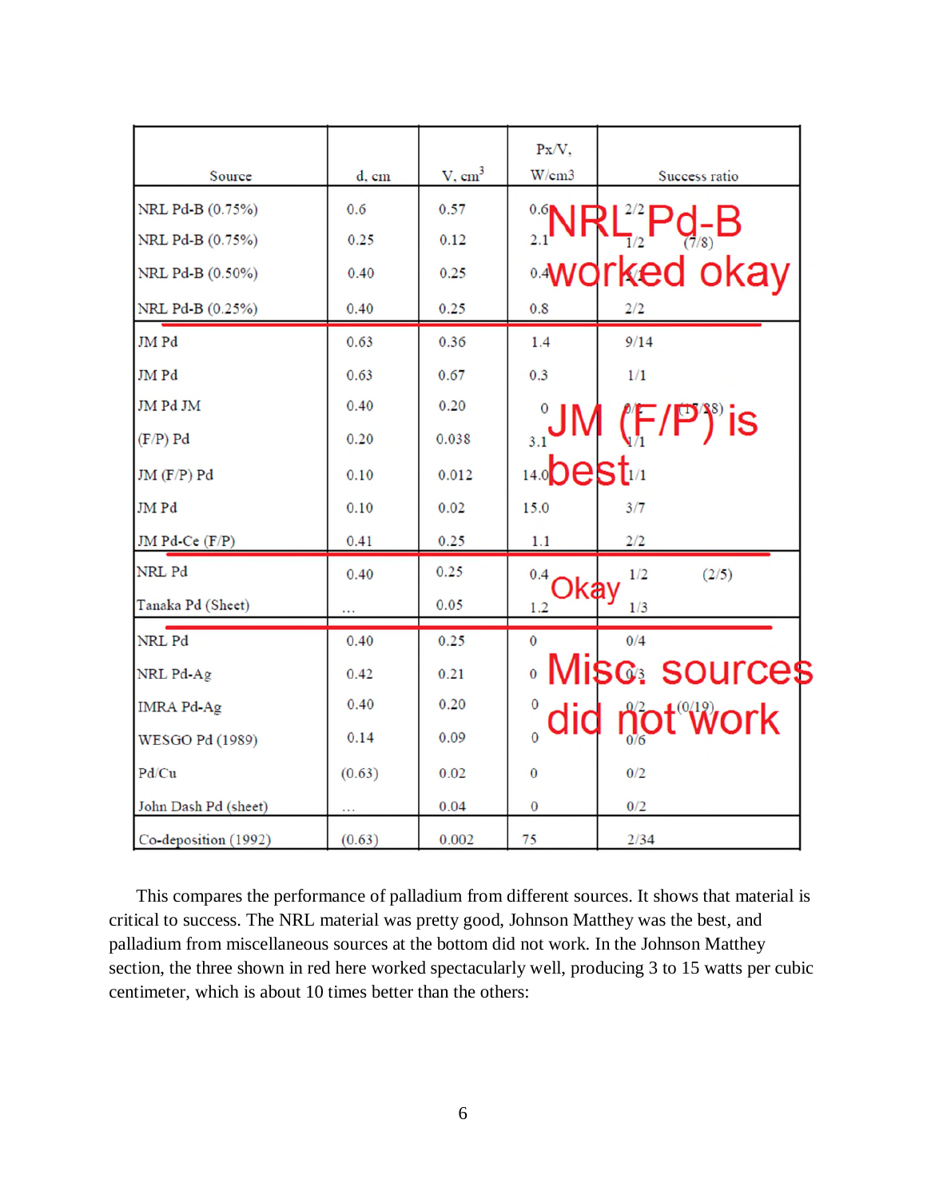| Source | d, cm | V, cm$^3$ | Px/V, W/cm3 | Success ratio | |
|---|---|---|---|---|---|
| NRL Pd-B (0.75%) | 0.6 | 0.57 | 0.6 | 2/2 | |
| NRL Pd-B (0.75%) | 0.25 | 0.12 | 2.1 | 1/2 | (7/8) |
| NRL Pd-B (0.50%) | 0.40 | 0.25 | 0.4 | 1/2 | |
| NRL Pd-B (0.25%) | 0.40 | 0.25 | 0.8 | 2/2 | |
| JM Pd | 0.63 | 0.36 | 1.4 | 9/14 | |
| JM Pd | 0.63 | 0.67 | 0.3 | 1/1 | |
| JM Pd JM | 0.40 | 0.20 | 0 | 0/1 | (15/28) |
| (F/P) Pd | 0.20 | 0.038 | 3.1 | 1/1 | |
| JM (F/P) Pd | 0.10 | 0.012 | 14.0 | 1/1 | |
| JM Pd | 0.10 | 0.02 | 15.0 | 3/7 | |
| JM Pd-Ce (F/P) | 0.41 | 0.25 | 1.1 | 2/2 | |
| NRL Pd | 0.40 | 0.25 | 0.4 | 1/2 | (2/5) |
| Tanaka Pd (Sheet) | ... | 0.05 | 1.2 | 1/3 | |
| NRL Pd | 0.40 | 0.25 | 0 | 0/4 | |
| NRL Pd-Ag | 0.42 | 0.21 | 0 | 0/3 | |
| IMRA Pd-Ag | 0.40 | 0.20 | 0 | 0/2 | (0/19) |
| WESGO Pd (1989) | 0.14 | 0.09 | 0 | 0/6 | |
| Pd/Cu | (0.63) | 0.02 | 0 | 0/2 | |
| John Dash Pd (sheet) | ... | 0.04 | 0 | 0/2 | |
| Co-deposition (1992) | (0.63) | 0.002 | 75 | 2/34 | |

NRL Pd-B worked okay

JM (F/P) is best

Okay

Misc. sources did not work

This compares the performance of palladium from different sources. It shows that material is critical to success. The NRL material was pretty good, Johnson Matthey was the best, and palladium from miscellaneous sources at the bottom did not work. In the Johnson Matthey section, the three shown in red here worked spectacularly well, producing 3 to 15 watts per cubic centimeter, which is about 10 times better than the others: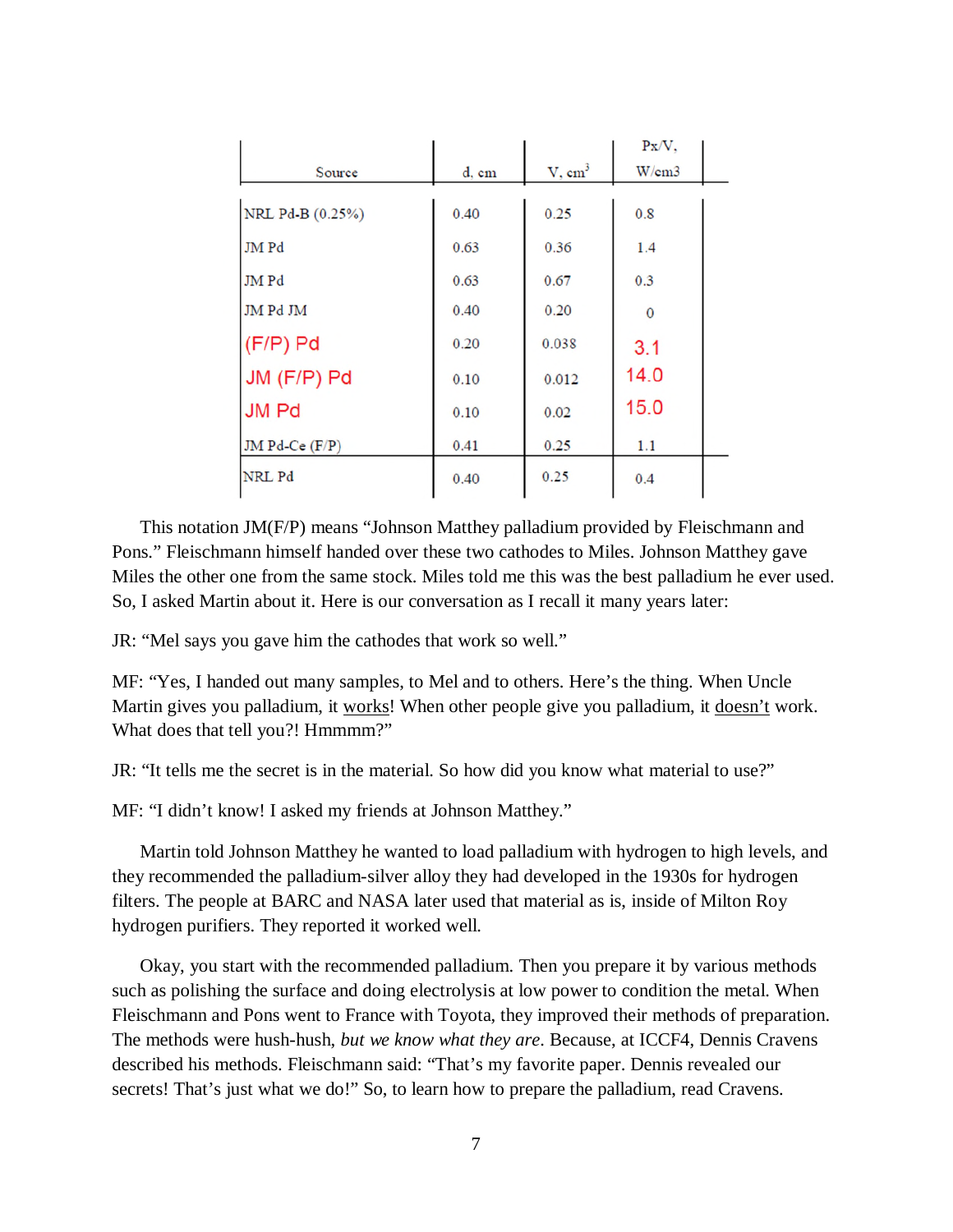| Source | d, cm | V, cm$^3$ | Px/V, W/cm3 |
|---|---|---|---|
| NRL Pd-B (0.25%) | 0.40 | 0.25 | 0.8 |
| JM Pd | 0.63 | 0.36 | 1.4 |
| JM Pd | 0.63 | 0.67 | 0.3 |
| JM Pd JM | 0.40 | 0.20 | 0 |
| (F/P) Pd | 0.20 | 0.038 | 3.1 |
| JM (F/P) Pd | 0.10 | 0.012 | 14.0 |
| JM Pd | 0.10 | 0.02 | 15.0 |
| JM Pd-Ce (F/P) | 0.41 | 0.25 | 1.1 |
| NRL Pd | 0.40 | 0.25 | 0.4 |

This notation JM(F/P) means "Johnson Matthey palladium provided by Fleischmann and Pons." Fleischmann himself handed over these two cathodes to Miles. Johnson Matthey gave Miles the other one from the same stock. Miles told me this was the best palladium he ever used. So, I asked Martin about it. Here is our conversation as I recall it many years later:

JR: "Mel says you gave him the cathodes that work so well."

MF: "Yes, I handed out many samples, to Mel and to others. Here's the thing. When Uncle Martin gives you palladium, it works! When other people give you palladium, it doesn't work. What does that tell you?! Hmmmm?"

JR: "It tells me the secret is in the material. So how did you know what material to use?"

MF: "I didn't know! I asked my friends at Johnson Matthey."

Martin told Johnson Matthey he wanted to load palladium with hydrogen to high levels, and they recommended the palladium-silver alloy they had developed in the 1930s for hydrogen filters. The people at BARC and NASA later used that material as is, inside of Milton Roy hydrogen purifiers. They reported it worked well.

Okay, you start with the recommended palladium. Then you prepare it by various methods such as polishing the surface and doing electrolysis at low power to condition the metal. When Fleischmann and Pons went to France with Toyota, they improved their methods of preparation. The methods were hush-hush, *but we know what they are*. Because, at ICCF4, Dennis Cravens described his methods. Fleischmann said: "That's my favorite paper. Dennis revealed our secrets! That's just what we do!" So, to learn how to prepare the palladium, read Cravens.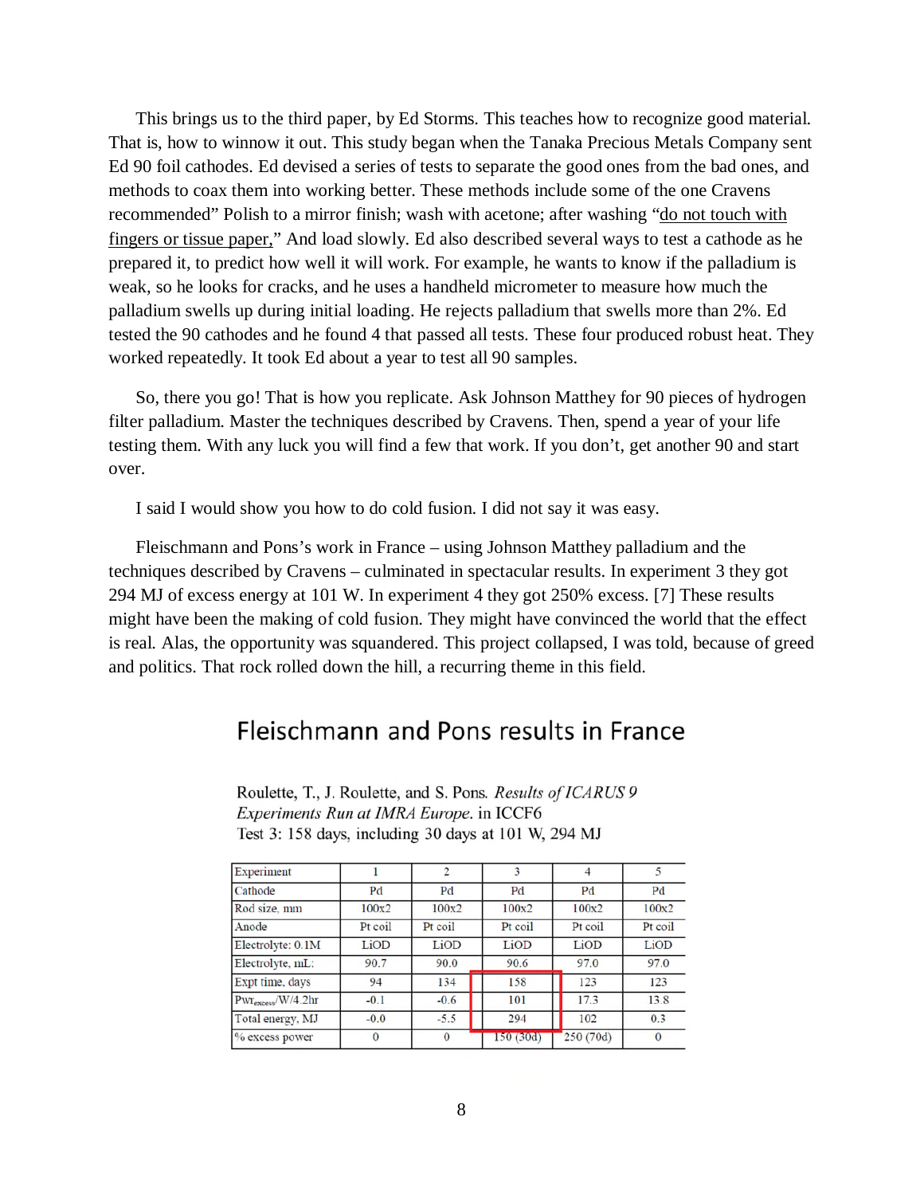This brings us to the third paper, by Ed Storms. This teaches how to recognize good material. That is, how to winnow it out. This study began when the Tanaka Precious Metals Company sent Ed 90 foil cathodes. Ed devised a series of tests to separate the good ones from the bad ones, and methods to coax them into working better. These methods include some of the one Cravens recommended" Polish to a mirror finish; wash with acetone; after washing "do not touch with fingers or tissue paper," And load slowly. Ed also described several ways to test a cathode as he prepared it, to predict how well it will work. For example, he wants to know if the palladium is weak, so he looks for cracks, and he uses a handheld micrometer to measure how much the palladium swells up during initial loading. He rejects palladium that swells more than 2%. Ed tested the 90 cathodes and he found 4 that passed all tests. These four produced robust heat. They worked repeatedly. It took Ed about a year to test all 90 samples.

So, there you go! That is how you replicate. Ask Johnson Matthey for 90 pieces of hydrogen filter palladium. Master the techniques described by Cravens. Then, spend a year of your life testing them. With any luck you will find a few that work. If you don't, get another 90 and start over.

I said I would show you how to do cold fusion. I did not say it was easy.

Fleischmann and Pons's work in France – using Johnson Matthey palladium and the techniques described by Cravens – culminated in spectacular results. In experiment 3 they got 294 MJ of excess energy at 101 W. In experiment 4 they got 250% excess. [7] These results might have been the making of cold fusion. They might have convinced the world that the effect is real. Alas, the opportunity was squandered. This project collapsed, I was told, because of greed and politics. That rock rolled down the hill, a recurring theme in this field.

## Fleischmann and Pons results in France

Roulette, T., J. Roulette, and S. Pons. *Results of ICARUS 9 Experiments Run at IMRA Europe.* in ICCF6

Test 3: 158 days, including 30 days at 101 W, 294 MJ

| Experiment | 1 | 2 | 3 | 4 | 5 |
|---|---|---|---|---|---|
| Cathode | Pd | Pd | Pd | Pd | Pd |
| Rod size, mm | 100x2 | 100x2 | 100x2 | 100x2 | 100x2 |
| Anode | Pt coil | Pt coil | Pt coil | Pt coil | Pt coil |
| Electrolyte: 0.1M | LiOD | LiOD | LiOD | LiOD | LiOD |
| Electrolyte, mL: | 90.7 | 90.0 | 90.6 | 97.0 | 97.0 |
| Expt time, days | 94 | 134 | 158 | 123 | 123 |
| $Pwr_{excess}$/W/4.2hr | -0.1 | -0.6 | 101 | 17.3 | 13.8 |
| Total energy, MJ | -0.0 | -5.5 | 294 | 102 | 0.3 |
| % excess power | 0 | 0 | 150 (30d) | 250 (70d) | 0 |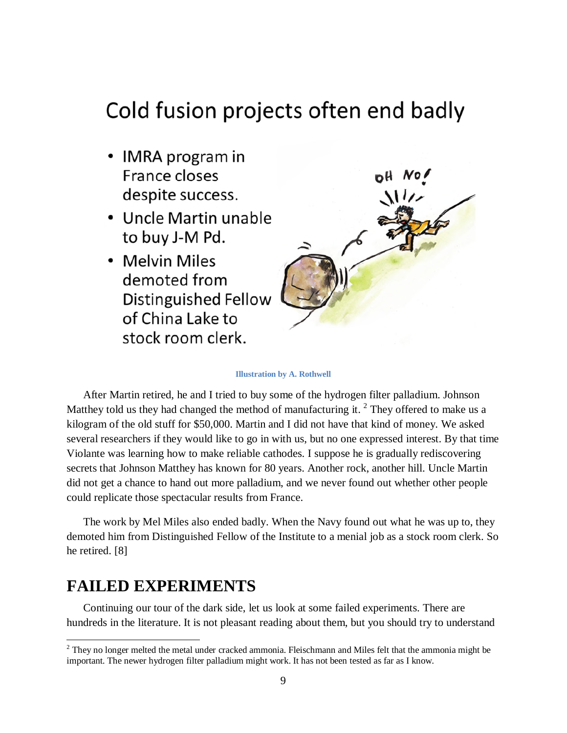# Cold fusion projects often end badly

- IMRA program in France closes despite success.
- Uncle Martin unable to buy J-M Pd.
- Melvin Miles demoted from Distinguished Fellow of China Lake to stock room clerk.

**Illustration by A. Rothwell**

After Martin retired, he and I tried to buy some of the hydrogen filter palladium. Johnson Matthey told us they had changed the method of manufacturing it. [2] They offered to make us a kilogram of the old stuff for $50,000. Martin and I did not have that kind of money. We asked several researchers if they would like to go in with us, but no one expressed interest. By that time Violante was learning how to make reliable cathodes. I suppose he is gradually rediscovering secrets that Johnson Matthey has known for 80 years. Another rock, another hill. Uncle Martin did not get a chance to hand out more palladium, and we never found out whether other people could replicate those spectacular results from France.

The work by Mel Miles also ended badly. When the Navy found out what he was up to, they demoted him from Distinguished Fellow of the Institute to a menial job as a stock room clerk. So he retired. [8]

## FAILED EXPERIMENTS

Continuing our tour of the dark side, let us look at some failed experiments. There are hundreds in the literature. It is not pleasant reading about them, but you should try to understand

[2] They no longer melted the metal under cracked ammonia. Fleischmann and Miles felt that the ammonia might be important. The newer hydrogen filter palladium might work. It has not been tested as far as I know.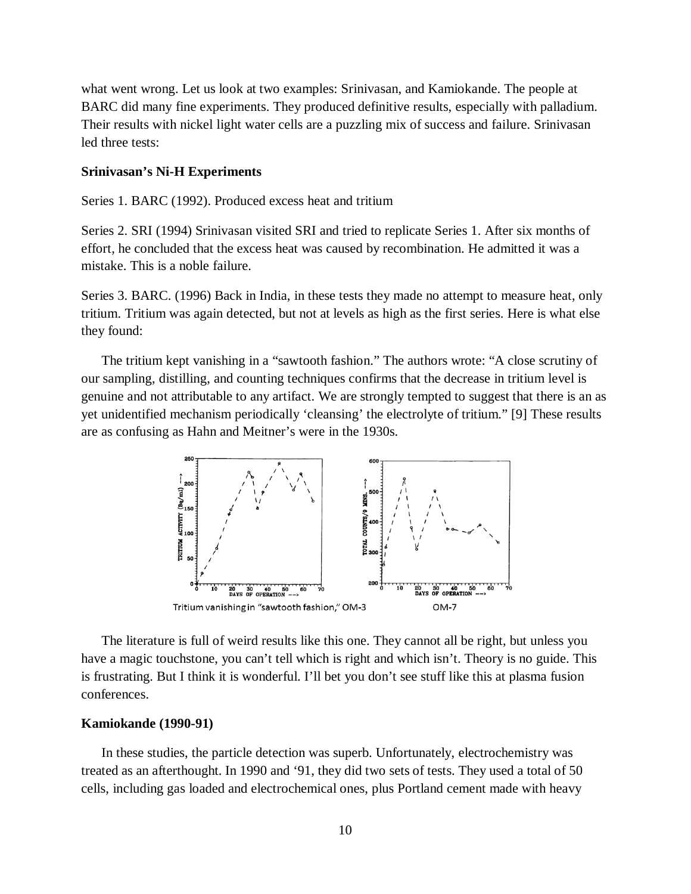what went wrong. Let us look at two examples: Srinivasan, and Kamiokande. The people at BARC did many fine experiments. They produced definitive results, especially with palladium. Their results with nickel light water cells are a puzzling mix of success and failure. Srinivasan led three tests:

**Srinivasan's Ni-H Experiments**

Series 1. BARC (1992). Produced excess heat and tritium

Series 2. SRI (1994) Srinivasan visited SRI and tried to replicate Series 1. After six months of effort, he concluded that the excess heat was caused by recombination. He admitted it was a mistake. This is a noble failure.

Series 3. BARC. (1996) Back in India, in these tests they made no attempt to measure heat, only tritium. Tritium was again detected, but not at levels as high as the first series. Here is what else they found:

The tritium kept vanishing in a "sawtooth fashion." The authors wrote: "A close scrutiny of our sampling, distilling, and counting techniques confirms that the decrease in tritium level is genuine and not attributable to any artifact. We are strongly tempted to suggest that there is an as yet unidentified mechanism periodically 'cleansing' the electrolyte of tritium." [9] These results are as confusing as Hahn and Meitner's were in the 1930s.

Tritium vanishing in "sawtooth fashion," OM-3 OM-7

The literature is full of weird results like this one. They cannot all be right, but unless you have a magic touchstone, you can't tell which is right and which isn't. Theory is no guide. This is frustrating. But I think it is wonderful. I'll bet you don't see stuff like this at plasma fusion conferences.

**Kamiokande (1990-91)**

In these studies, the particle detection was superb. Unfortunately, electrochemistry was treated as an afterthought. In 1990 and '91, they did two sets of tests. They used a total of 50 cells, including gas loaded and electrochemical ones, plus Portland cement made with heavy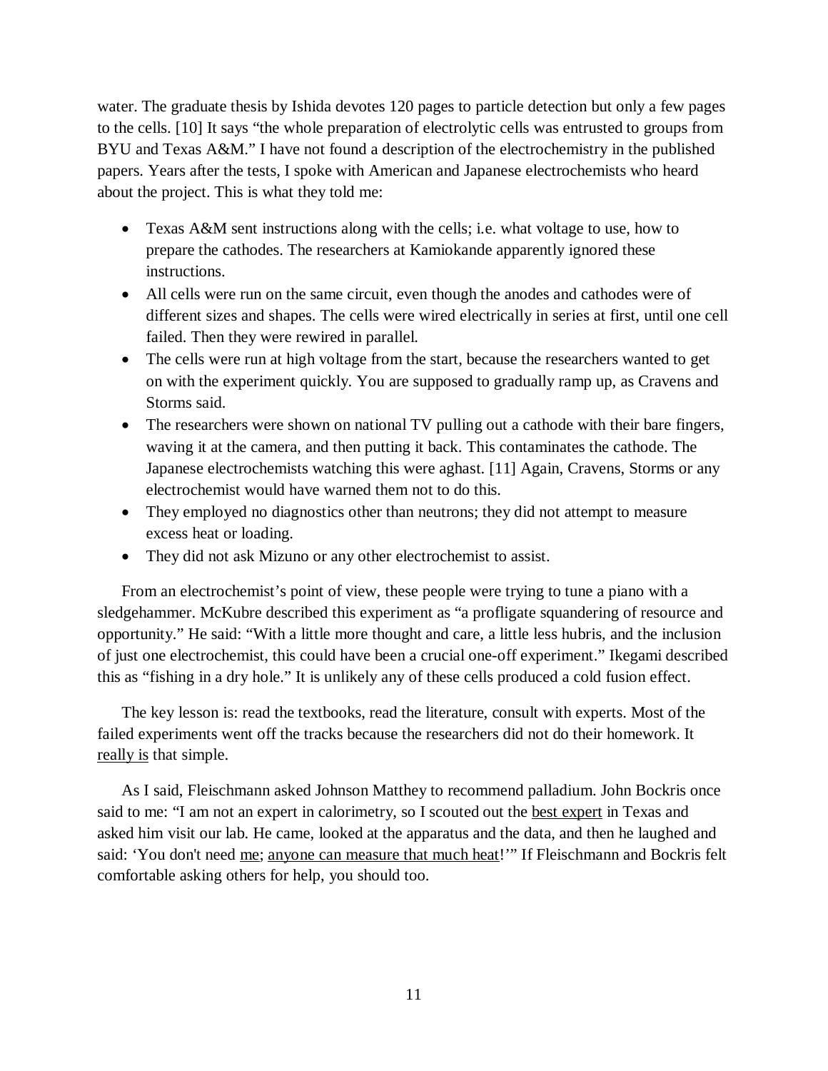water. The graduate thesis by Ishida devotes 120 pages to particle detection but only a few pages to the cells. [10] It says "the whole preparation of electrolytic cells was entrusted to groups from BYU and Texas A&M." I have not found a description of the electrochemistry in the published papers. Years after the tests, I spoke with American and Japanese electrochemists who heard about the project. This is what they told me:

- Texas A&M sent instructions along with the cells; i.e. what voltage to use, how to prepare the cathodes. The researchers at Kamiokande apparently ignored these instructions.
- All cells were run on the same circuit, even though the anodes and cathodes were of different sizes and shapes. The cells were wired electrically in series at first, until one cell failed. Then they were rewired in parallel.
- The cells were run at high voltage from the start, because the researchers wanted to get on with the experiment quickly. You are supposed to gradually ramp up, as Cravens and Storms said.
- The researchers were shown on national TV pulling out a cathode with their bare fingers, waving it at the camera, and then putting it back. This contaminates the cathode. The Japanese electrochemists watching this were aghast. [11] Again, Cravens, Storms or any electrochemist would have warned them not to do this.
- They employed no diagnostics other than neutrons; they did not attempt to measure excess heat or loading.
- They did not ask Mizuno or any other electrochemist to assist.

From an electrochemist's point of view, these people were trying to tune a piano with a sledgehammer. McKubre described this experiment as "a profligate squandering of resource and opportunity." He said: "With a little more thought and care, a little less hubris, and the inclusion of just one electrochemist, this could have been a crucial one-off experiment." Ikegami described this as "fishing in a dry hole." It is unlikely any of these cells produced a cold fusion effect.

The key lesson is: read the textbooks, read the literature, consult with experts. Most of the failed experiments went off the tracks because the researchers did not do their homework. It <u>really is</u> that simple.

As I said, Fleischmann asked Johnson Matthey to recommend palladium. John Bockris once said to me: "I am not an expert in calorimetry, so I scouted out the <u>best expert</u> in Texas and asked him visit our lab. He came, looked at the apparatus and the data, and then he laughed and said: 'You don't need <u>me</u>; <u>anyone can measure that much heat</u>!'" If Fleischmann and Bockris felt comfortable asking others for help, you should too.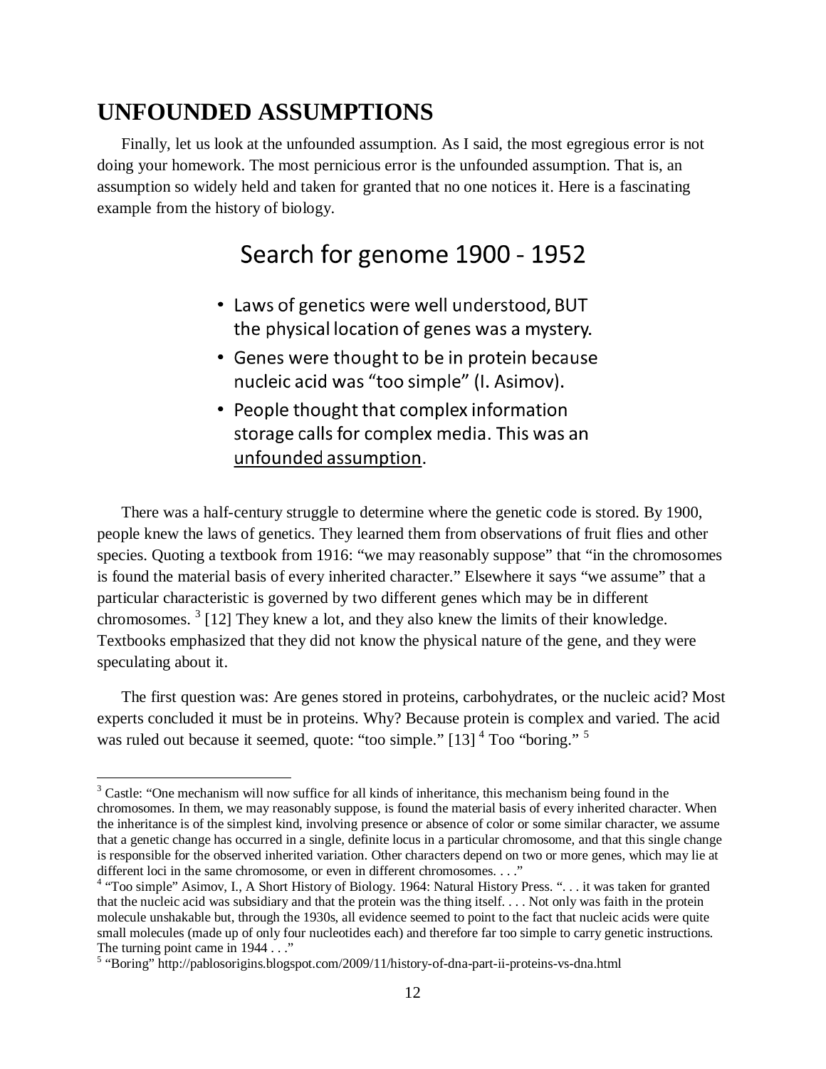## UNFOUNDED ASSUMPTIONS

Finally, let us look at the unfounded assumption. As I said, the most egregious error is not doing your homework. The most pernicious error is the unfounded assumption. That is, an assumption so widely held and taken for granted that no one notices it. Here is a fascinating example from the history of biology.

### Search for genome 1900 - 1952

- Laws of genetics were well understood, BUT the physical location of genes was a mystery.
- Genes were thought to be in protein because nucleic acid was "too simple" (I. Asimov).
- People thought that complex information storage calls for complex media. This was an <u>unfounded assumption</u>.

There was a half-century struggle to determine where the genetic code is stored. By 1900, people knew the laws of genetics. They learned them from observations of fruit flies and other species. Quoting a textbook from 1916: "we may reasonably suppose" that "in the chromosomes is found the material basis of every inherited character." Elsewhere it says "we assume" that a particular characteristic is governed by two different genes which may be in different chromosomes. [3] [12] They knew a lot, and they also knew the limits of their knowledge. Textbooks emphasized that they did not know the physical nature of the gene, and they were speculating about it.

The first question was: Are genes stored in proteins, carbohydrates, or the nucleic acid? Most experts concluded it must be in proteins. Why? Because protein is complex and varied. The acid was ruled out because it seemed, quote: "too simple." [13] [4] Too "boring." [5]

---

[3] Castle: "One mechanism will now suffice for all kinds of inheritance, this mechanism being found in the chromosomes. In them, we may reasonably suppose, is found the material basis of every inherited character. When the inheritance is of the simplest kind, involving presence or absence of color or some similar character, we assume that a genetic change has occurred in a single, definite locus in a particular chromosome, and that this single change is responsible for the observed inherited variation. Other characters depend on two or more genes, which may lie at different loci in the same chromosome, or even in different chromosomes. . . ."

[4] "Too simple" Asimov, I., A Short History of Biology. 1964: Natural History Press. ". . . it was taken for granted that the nucleic acid was subsidiary and that the protein was the thing itself. . . . Not only was faith in the protein molecule unshakable but, through the 1930s, all evidence seemed to point to the fact that nucleic acids were quite small molecules (made up of only four nucleotides each) and therefore far too simple to carry genetic instructions. The turning point came in 1944 . . ."

[5] "Boring" http://pablosorigins.blogspot.com/2009/11/history-of-dna-part-ii-proteins-vs-dna.html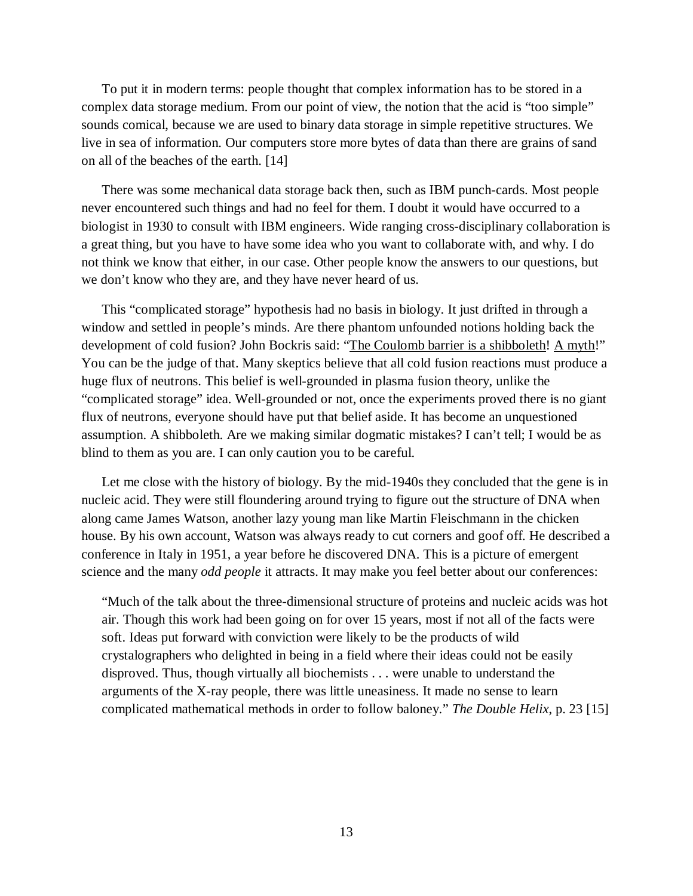To put it in modern terms: people thought that complex information has to be stored in a complex data storage medium. From our point of view, the notion that the acid is "too simple" sounds comical, because we are used to binary data storage in simple repetitive structures. We live in sea of information. Our computers store more bytes of data than there are grains of sand on all of the beaches of the earth. [14]

There was some mechanical data storage back then, such as IBM punch-cards. Most people never encountered such things and had no feel for them. I doubt it would have occurred to a biologist in 1930 to consult with IBM engineers. Wide ranging cross-disciplinary collaboration is a great thing, but you have to have some idea who you want to collaborate with, and why. I do not think we know that either, in our case. Other people know the answers to our questions, but we don't know who they are, and they have never heard of us.

This "complicated storage" hypothesis had no basis in biology. It just drifted in through a window and settled in people's minds. Are there phantom unfounded notions holding back the development of cold fusion? John Bockris said: "The Coulomb barrier is a shibboleth! A myth!" You can be the judge of that. Many skeptics believe that all cold fusion reactions must produce a huge flux of neutrons. This belief is well-grounded in plasma fusion theory, unlike the "complicated storage" idea. Well-grounded or not, once the experiments proved there is no giant flux of neutrons, everyone should have put that belief aside. It has become an unquestioned assumption. A shibboleth. Are we making similar dogmatic mistakes? I can't tell; I would be as blind to them as you are. I can only caution you to be careful.

Let me close with the history of biology. By the mid-1940s they concluded that the gene is in nucleic acid. They were still floundering around trying to figure out the structure of DNA when along came James Watson, another lazy young man like Martin Fleischmann in the chicken house. By his own account, Watson was always ready to cut corners and goof off. He described a conference in Italy in 1951, a year before he discovered DNA. This is a picture of emergent science and the many *odd people* it attracts. It may make you feel better about our conferences:

> "Much of the talk about the three-dimensional structure of proteins and nucleic acids was hot air. Though this work had been going on for over 15 years, most if not all of the facts were soft. Ideas put forward with conviction were likely to be the products of wild crystalographers who delighted in being in a field where their ideas could not be easily disproved. Thus, though virtually all biochemists . . . were unable to understand the arguments of the X-ray people, there was little uneasiness. It made no sense to learn complicated mathematical methods in order to follow baloney." *The Double Helix*, p. 23 [15]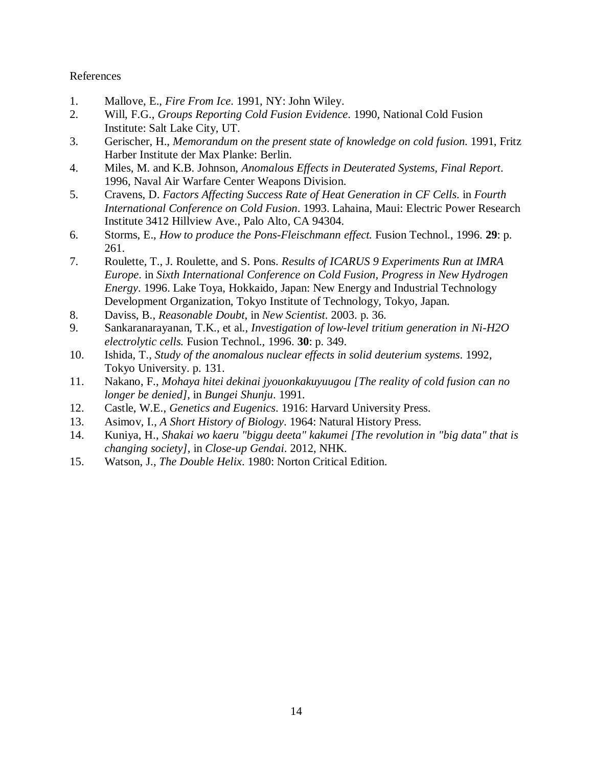References

1. Mallove, E., *Fire From Ice*. 1991, NY: John Wiley.
2. Will, F.G., *Groups Reporting Cold Fusion Evidence*. 1990, National Cold Fusion Institute: Salt Lake City, UT.
3. Gerischer, H., *Memorandum on the present state of knowledge on cold fusion*. 1991, Fritz Harber Institute der Max Planke: Berlin.
4. Miles, M. and K.B. Johnson, *Anomalous Effects in Deuterated Systems, Final Report*. 1996, Naval Air Warfare Center Weapons Division.
5. Cravens, D. *Factors Affecting Success Rate of Heat Generation in CF Cells.* in *Fourth International Conference on Cold Fusion*. 1993. Lahaina, Maui: Electric Power Research Institute 3412 Hillview Ave., Palo Alto, CA 94304.
6. Storms, E., *How to produce the Pons-Fleischmann effect.* Fusion Technol., 1996. **29**: p. 261.
7. Roulette, T., J. Roulette, and S. Pons. *Results of ICARUS 9 Experiments Run at IMRA Europe*. in *Sixth International Conference on Cold Fusion, Progress in New Hydrogen Energy*. 1996. Lake Toya, Hokkaido, Japan: New Energy and Industrial Technology Development Organization, Tokyo Institute of Technology, Tokyo, Japan.
8. Daviss, B., *Reasonable Doubt*, in *New Scientist*. 2003. p. 36.
9. Sankaranarayanan, T.K., et al., *Investigation of low-level tritium generation in Ni-H2O electrolytic cells.* Fusion Technol., 1996. **30**: p. 349.
10. Ishida, T., *Study of the anomalous nuclear effects in solid deuterium systems*. 1992, Tokyo University. p. 131.
11. Nakano, F., *Mohaya hitei dekinai jyouonkakuyuugou [The reality of cold fusion can no longer be denied]*, in *Bungei Shunju*. 1991.
12. Castle, W.E., *Genetics and Eugenics*. 1916: Harvard University Press.
13. Asimov, I., *A Short History of Biology*. 1964: Natural History Press.
14. Kuniya, H., *Shakai wo kaeru "biggu deeta" kakumei [The revolution in "big data" that is changing society]*, in *Close-up Gendai*. 2012, NHK.
15. Watson, J., *The Double Helix*. 1980: Norton Critical Edition.